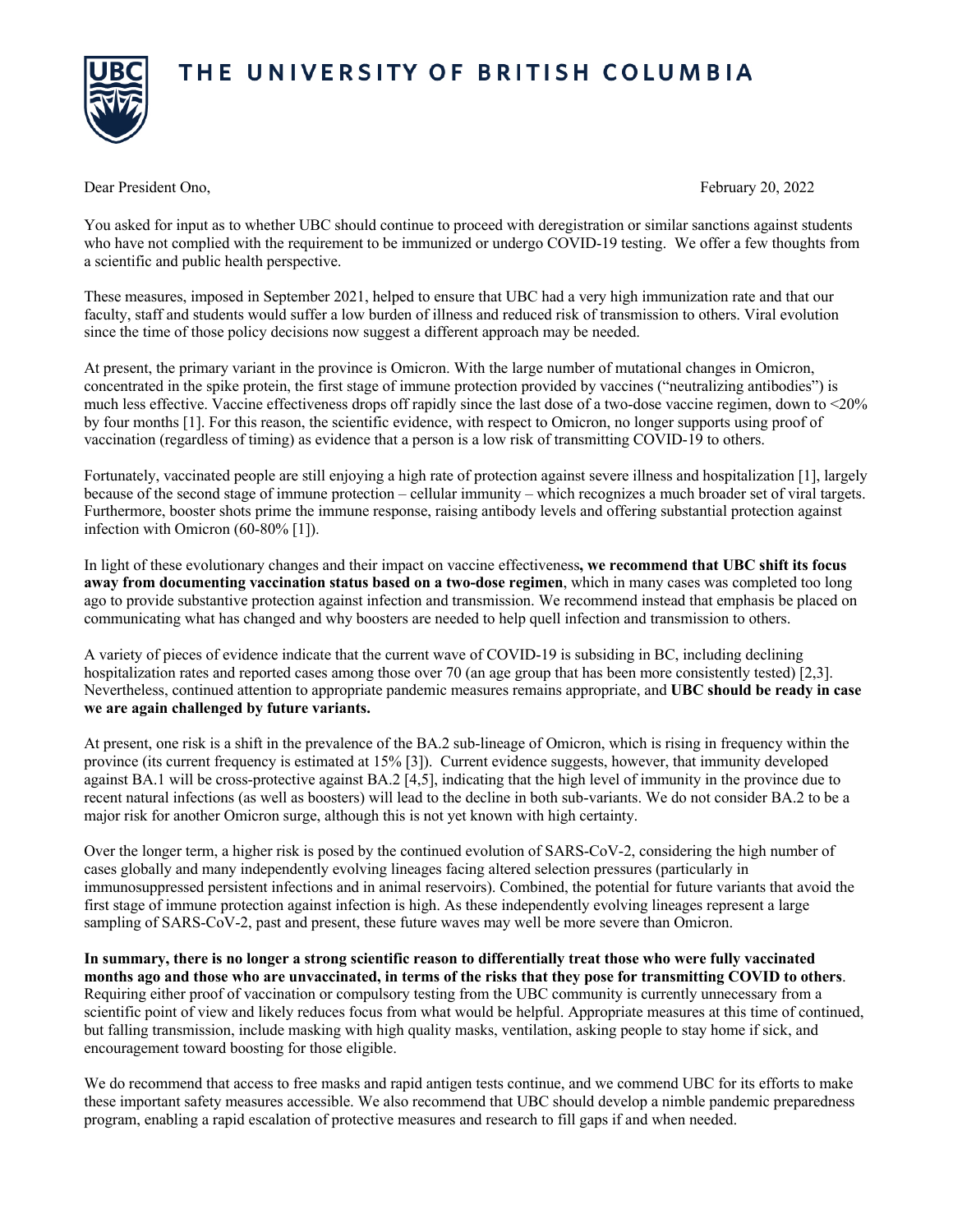# THE UNIVERSITY OF BRITISH COLUMBIA

Dear President Ono, February 20, 2022

You asked for input as to whether UBC should continue to proceed with deregistration or similar sanctions against students who have not complied with the requirement to be immunized or undergo COVID-19 testing. We offer a few thoughts from a scientific and public health perspective.

These measures, imposed in September 2021, helped to ensure that UBC had a very high immunization rate and that our faculty, staff and students would suffer a low burden of illness and reduced risk of transmission to others. Viral evolution since the time of those policy decisions now suggest a different approach may be needed.

At present, the primary variant in the province is Omicron. With the large number of mutational changes in Omicron, concentrated in the spike protein, the first stage of immune protection provided by vaccines ("neutralizing antibodies") is much less effective. Vaccine effectiveness drops off rapidly since the last dose of a two-dose vaccine regimen, down to <20% by four months [1]. For this reason, the scientific evidence, with respect to Omicron, no longer supports using proof of vaccination (regardless of timing) as evidence that a person is a low risk of transmitting COVID-19 to others.

Fortunately, vaccinated people are still enjoying a high rate of protection against severe illness and hospitalization [1], largely because of the second stage of immune protection – cellular immunity – which recognizes a much broader set of viral targets. Furthermore, booster shots prime the immune response, raising antibody levels and offering substantial protection against infection with Omicron (60-80% [1]).

In light of these evolutionary changes and their impact on vaccine effectiveness**, we recommend that UBC shift its focus away from documenting vaccination status based on a two-dose regimen**, which in many cases was completed too long ago to provide substantive protection against infection and transmission. We recommend instead that emphasis be placed on communicating what has changed and why boosters are needed to help quell infection and transmission to others.

A variety of pieces of evidence indicate that the current wave of COVID-19 is subsiding in BC, including declining hospitalization rates and reported cases among those over 70 (an age group that has been more consistently tested) [2,3]. Nevertheless, continued attention to appropriate pandemic measures remains appropriate, and **UBC should be ready in case we are again challenged by future variants.**

At present, one risk is a shift in the prevalence of the BA.2 sub-lineage of Omicron, which is rising in frequency within the province (its current frequency is estimated at 15% [3]). Current evidence suggests, however, that immunity developed against BA.1 will be cross-protective against BA.2 [4,5], indicating that the high level of immunity in the province due to recent natural infections (as well as boosters) will lead to the decline in both sub-variants. We do not consider BA.2 to be a major risk for another Omicron surge, although this is not yet known with high certainty.

Over the longer term, a higher risk is posed by the continued evolution of SARS-CoV-2, considering the high number of cases globally and many independently evolving lineages facing altered selection pressures (particularly in immunosuppressed persistent infections and in animal reservoirs). Combined, the potential for future variants that avoid the first stage of immune protection against infection is high. As these independently evolving lineages represent a large sampling of SARS-CoV-2, past and present, these future waves may well be more severe than Omicron.

**In summary, there is no longer a strong scientific reason to differentially treat those who were fully vaccinated months ago and those who are unvaccinated, in terms of the risks that they pose for transmitting COVID to others**. Requiring either proof of vaccination or compulsory testing from the UBC community is currently unnecessary from a scientific point of view and likely reduces focus from what would be helpful. Appropriate measures at this time of continued, but falling transmission, include masking with high quality masks, ventilation, asking people to stay home if sick, and encouragement toward boosting for those eligible.

We do recommend that access to free masks and rapid antigen tests continue, and we commend UBC for its efforts to make these important safety measures accessible. We also recommend that UBC should develop a nimble pandemic preparedness program, enabling a rapid escalation of protective measures and research to fill gaps if and when needed.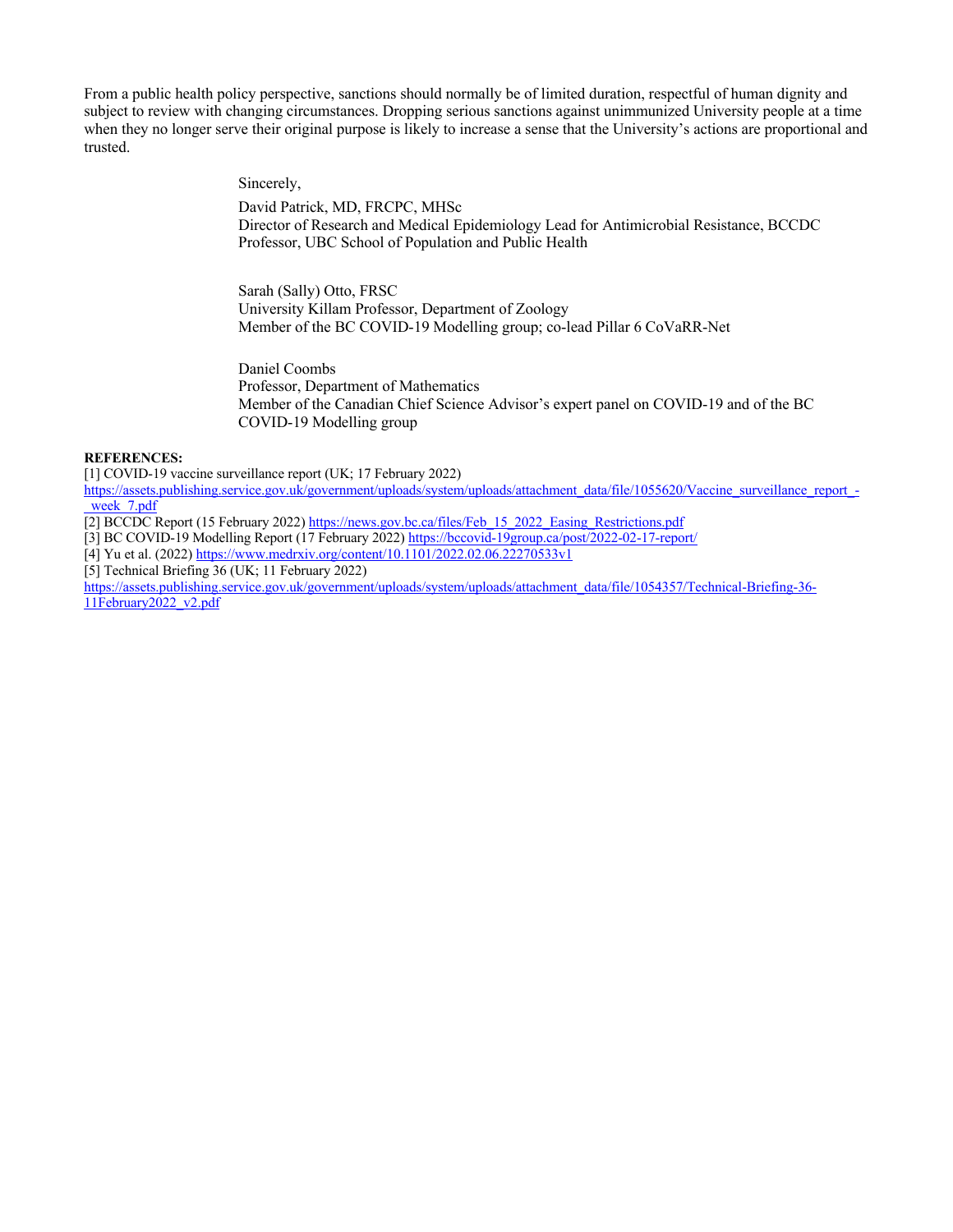From a public health policy perspective, sanctions should normally be of limited duration, respectful of human dignity and subject to review with changing circumstances. Dropping serious sanctions against unimmunized University people at a time when they no longer serve their original purpose is likely to increase a sense that the University's actions are proportional and trusted.

Sincerely,

David Patrick, MD, FRCPC, MHSc
Director of Research and Medical Epidemiology Lead for Antimicrobial Resistance, BCCDC
Professor, UBC School of Population and Public Health

Sarah (Sally) Otto, FRSC
University Killam Professor, Department of Zoology
Member of the BC COVID-19 Modelling group; co-lead Pillar 6 CoVaRR-Net

Daniel Coombs
Professor, Department of Mathematics
Member of the Canadian Chief Science Advisor's expert panel on COVID-19 and of the BC COVID-19 Modelling group

**REFERENCES:**

[1] COVID-19 vaccine surveillance report (UK; 17 February 2022) https://assets.publishing.service.gov.uk/government/uploads/system/uploads/attachment_data/file/1055620/Vaccine_surveillance_report_-_week_7.pdf

[2] BCCDC Report (15 February 2022) https://news.gov.bc.ca/files/Feb_15_2022_Easing_Restrictions.pdf

[3] BC COVID-19 Modelling Report (17 February 2022) https://bccovid-19group.ca/post/2022-02-17-report/

[4] Yu et al. (2022) https://www.medrxiv.org/content/10.1101/2022.02.06.22270533v1

[5] Technical Briefing 36 (UK; 11 February 2022) https://assets.publishing.service.gov.uk/government/uploads/system/uploads/attachment_data/file/1054357/Technical-Briefing-36-11February2022_v2.pdf